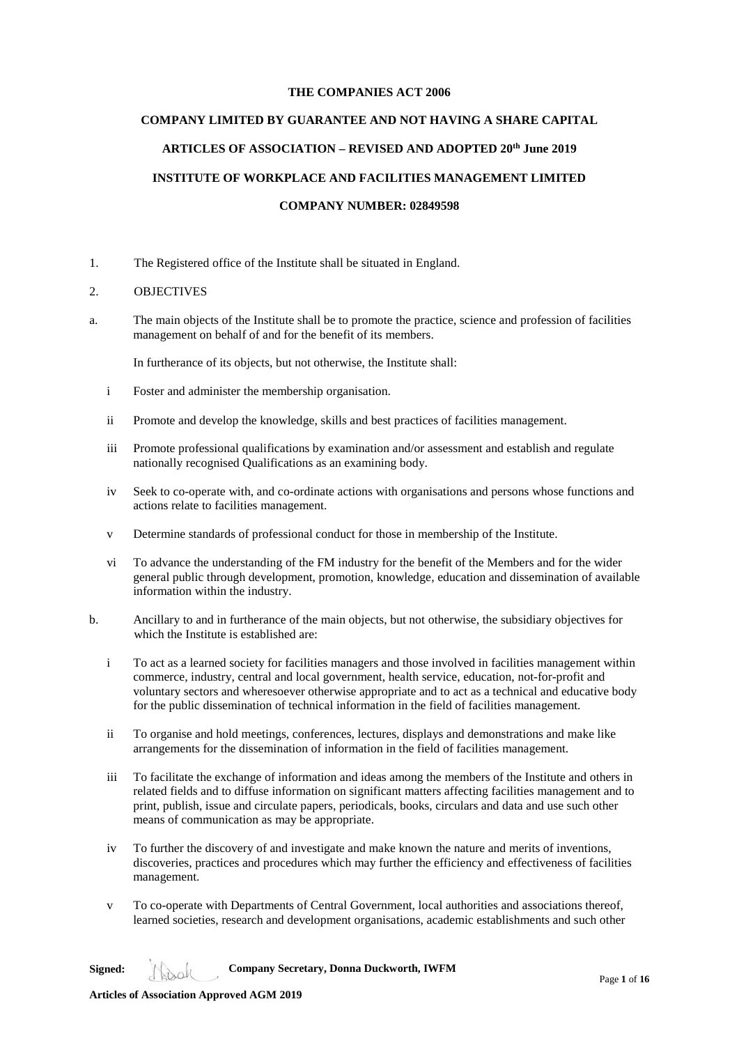**THE COMPANIES ACT 2006**

**COMPANY LIMITED BY GUARANTEE AND NOT HAVING A SHARE CAPITAL**

**ARTICLES OF ASSOCIATION – REVISED AND ADOPTED 20th June 2019**

**INSTITUTE OF WORKPLACE AND FACILITIES MANAGEMENT LIMITED**

**COMPANY NUMBER: 02849598**

1. The Registered office of the Institute shall be situated in England.

2. OBJECTIVES

a. The main objects of the Institute shall be to promote the practice, science and profession of facilities management on behalf of and for the benefit of its members.

   In furtherance of its objects, but not otherwise, the Institute shall:

   i Foster and administer the membership organisation.

   ii Promote and develop the knowledge, skills and best practices of facilities management.

   iii Promote professional qualifications by examination and/or assessment and establish and regulate nationally recognised Qualifications as an examining body.

   iv Seek to co-operate with, and co-ordinate actions with organisations and persons whose functions and actions relate to facilities management.

   v Determine standards of professional conduct for those in membership of the Institute.

   vi To advance the understanding of the FM industry for the benefit of the Members and for the wider general public through development, promotion, knowledge, education and dissemination of available information within the industry.

b. Ancillary to and in furtherance of the main objects, but not otherwise, the subsidiary objectives for which the Institute is established are:

   i To act as a learned society for facilities managers and those involved in facilities management within commerce, industry, central and local government, health service, education, not-for-profit and voluntary sectors and wheresoever otherwise appropriate and to act as a technical and educative body for the public dissemination of technical information in the field of facilities management.

   ii To organise and hold meetings, conferences, lectures, displays and demonstrations and make like arrangements for the dissemination of information in the field of facilities management.

   iii To facilitate the exchange of information and ideas among the members of the Institute and others in related fields and to diffuse information on significant matters affecting facilities management and to print, publish, issue and circulate papers, periodicals, books, circulars and data and use such other means of communication as may be appropriate.

   iv To further the discovery of and investigate and make known the nature and merits of inventions, discoveries, practices and procedures which may further the efficiency and effectiveness of facilities management.

   v To co-operate with Departments of Central Government, local authorities and associations thereof, learned societies, research and development organisations, academic establishments and such other

**Signed:** **Company Secretary, Donna Duckworth, IWFM**

**Articles of Association Approved AGM 2019**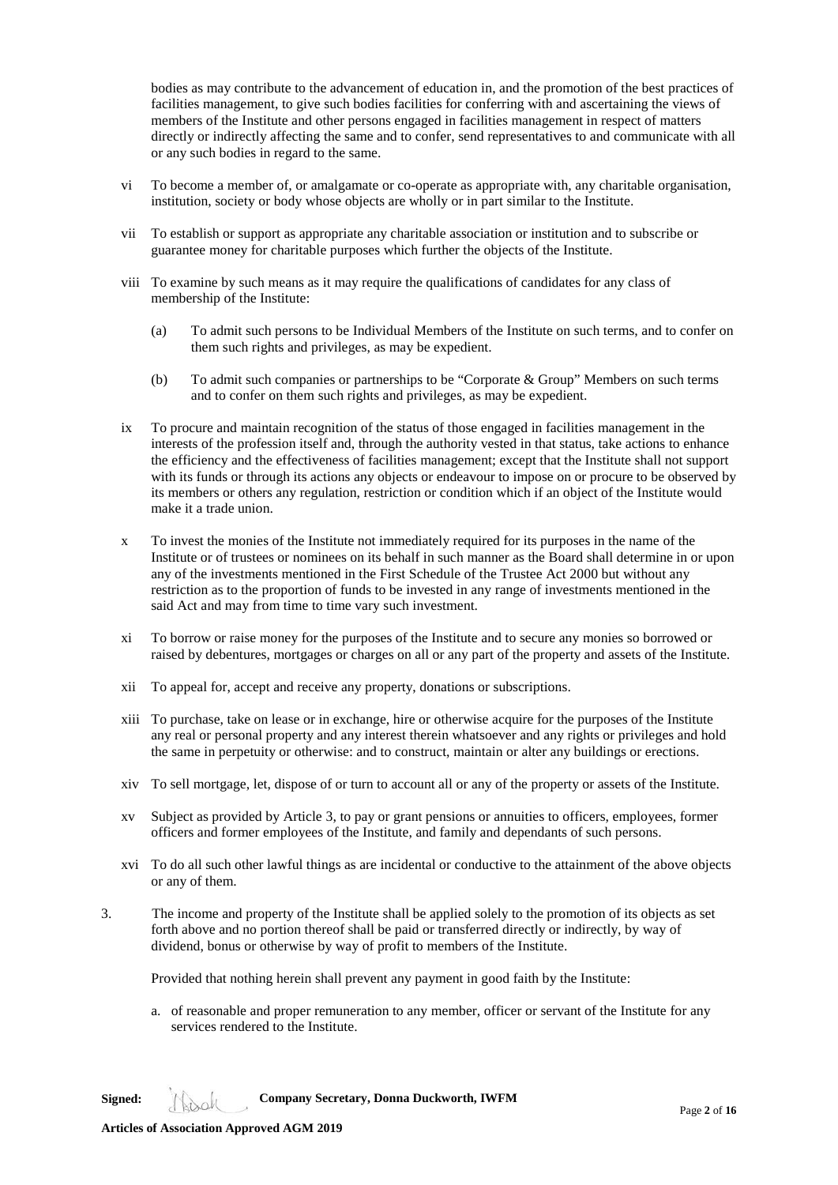bodies as may contribute to the advancement of education in, and the promotion of the best practices of facilities management, to give such bodies facilities for conferring with and ascertaining the views of members of the Institute and other persons engaged in facilities management in respect of matters directly or indirectly affecting the same and to confer, send representatives to and communicate with all or any such bodies in regard to the same.

vi To become a member of, or amalgamate or co-operate as appropriate with, any charitable organisation, institution, society or body whose objects are wholly or in part similar to the Institute.

vii To establish or support as appropriate any charitable association or institution and to subscribe or guarantee money for charitable purposes which further the objects of the Institute.

viii To examine by such means as it may require the qualifications of candidates for any class of membership of the Institute:

(a) To admit such persons to be Individual Members of the Institute on such terms, and to confer on them such rights and privileges, as may be expedient.

(b) To admit such companies or partnerships to be "Corporate & Group" Members on such terms and to confer on them such rights and privileges, as may be expedient.

ix To procure and maintain recognition of the status of those engaged in facilities management in the interests of the profession itself and, through the authority vested in that status, take actions to enhance the efficiency and the effectiveness of facilities management; except that the Institute shall not support with its funds or through its actions any objects or endeavour to impose on or procure to be observed by its members or others any regulation, restriction or condition which if an object of the Institute would make it a trade union.

x To invest the monies of the Institute not immediately required for its purposes in the name of the Institute or of trustees or nominees on its behalf in such manner as the Board shall determine in or upon any of the investments mentioned in the First Schedule of the Trustee Act 2000 but without any restriction as to the proportion of funds to be invested in any range of investments mentioned in the said Act and may from time to time vary such investment.

xi To borrow or raise money for the purposes of the Institute and to secure any monies so borrowed or raised by debentures, mortgages or charges on all or any part of the property and assets of the Institute.

xii To appeal for, accept and receive any property, donations or subscriptions.

xiii To purchase, take on lease or in exchange, hire or otherwise acquire for the purposes of the Institute any real or personal property and any interest therein whatsoever and any rights or privileges and hold the same in perpetuity or otherwise: and to construct, maintain or alter any buildings or erections.

xiv To sell mortgage, let, dispose of or turn to account all or any of the property or assets of the Institute.

xv Subject as provided by Article 3, to pay or grant pensions or annuities to officers, employees, former officers and former employees of the Institute, and family and dependants of such persons.

xvi To do all such other lawful things as are incidental or conductive to the attainment of the above objects or any of them.

3. The income and property of the Institute shall be applied solely to the promotion of its objects as set forth above and no portion thereof shall be paid or transferred directly or indirectly, by way of dividend, bonus or otherwise by way of profit to members of the Institute.

Provided that nothing herein shall prevent any payment in good faith by the Institute:

a. of reasonable and proper remuneration to any member, officer or servant of the Institute for any services rendered to the Institute.

**Signed:** **Company Secretary, Donna Duckworth, IWFM**

**Articles of Association Approved AGM 2019**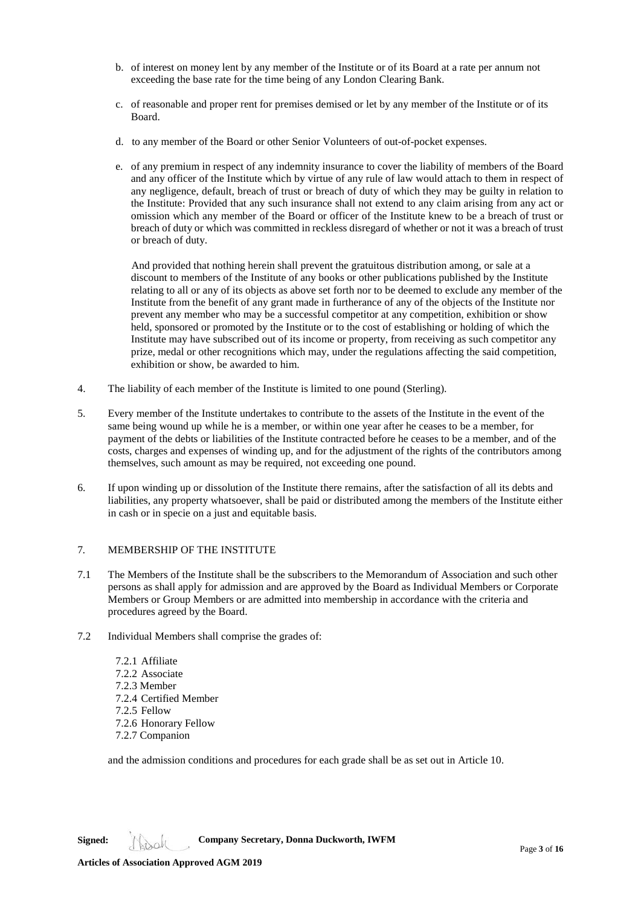b. of interest on money lent by any member of the Institute or of its Board at a rate per annum not exceeding the base rate for the time being of any London Clearing Bank.

c. of reasonable and proper rent for premises demised or let by any member of the Institute or of its Board.

d. to any member of the Board or other Senior Volunteers of out-of-pocket expenses.

e. of any premium in respect of any indemnity insurance to cover the liability of members of the Board and any officer of the Institute which by virtue of any rule of law would attach to them in respect of any negligence, default, breach of trust or breach of duty of which they may be guilty in relation to the Institute: Provided that any such insurance shall not extend to any claim arising from any act or omission which any member of the Board or officer of the Institute knew to be a breach of trust or breach of duty or which was committed in reckless disregard of whether or not it was a breach of trust or breach of duty.

And provided that nothing herein shall prevent the gratuitous distribution among, or sale at a discount to members of the Institute of any books or other publications published by the Institute relating to all or any of its objects as above set forth nor to be deemed to exclude any member of the Institute from the benefit of any grant made in furtherance of any of the objects of the Institute nor prevent any member who may be a successful competitor at any competition, exhibition or show held, sponsored or promoted by the Institute or to the cost of establishing or holding of which the Institute may have subscribed out of its income or property, from receiving as such competitor any prize, medal or other recognitions which may, under the regulations affecting the said competition, exhibition or show, be awarded to him.

4. The liability of each member of the Institute is limited to one pound (Sterling).

5. Every member of the Institute undertakes to contribute to the assets of the Institute in the event of the same being wound up while he is a member, or within one year after he ceases to be a member, for payment of the debts or liabilities of the Institute contracted before he ceases to be a member, and of the costs, charges and expenses of winding up, and for the adjustment of the rights of the contributors among themselves, such amount as may be required, not exceeding one pound.

6. If upon winding up or dissolution of the Institute there remains, after the satisfaction of all its debts and liabilities, any property whatsoever, shall be paid or distributed among the members of the Institute either in cash or in specie on a just and equitable basis.

7. MEMBERSHIP OF THE INSTITUTE

7.1 The Members of the Institute shall be the subscribers to the Memorandum of Association and such other persons as shall apply for admission and are approved by the Board as Individual Members or Corporate Members or Group Members or are admitted into membership in accordance with the criteria and procedures agreed by the Board.

7.2 Individual Members shall comprise the grades of:

7.2.1 Affiliate
7.2.2 Associate
7.2.3 Member
7.2.4 Certified Member
7.2.5 Fellow
7.2.6 Honorary Fellow
7.2.7 Companion

and the admission conditions and procedures for each grade shall be as set out in Article 10.

**Signed:** **Company Secretary, Donna Duckworth, IWFM**

**Articles of Association Approved AGM 2019**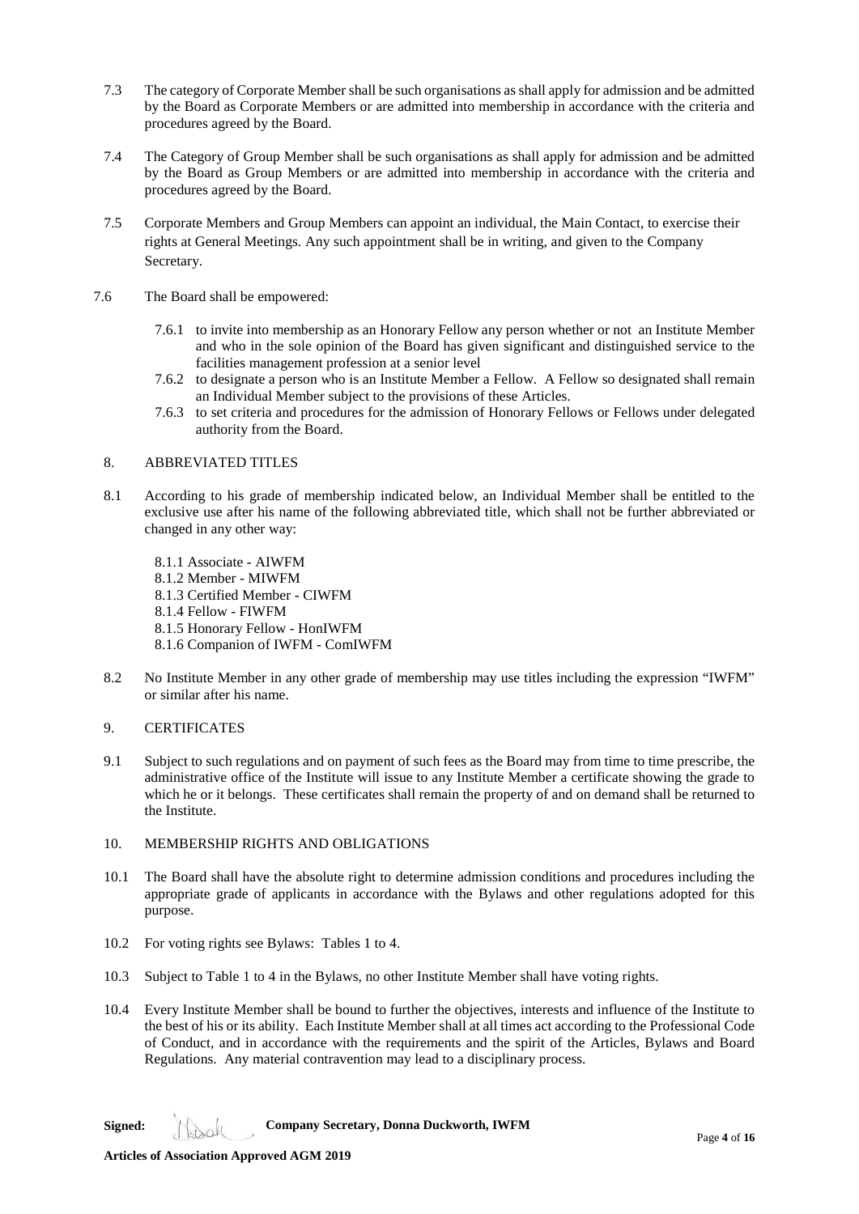7.3 The category of Corporate Member shall be such organisations as shall apply for admission and be admitted by the Board as Corporate Members or are admitted into membership in accordance with the criteria and procedures agreed by the Board.

7.4 The Category of Group Member shall be such organisations as shall apply for admission and be admitted by the Board as Group Members or are admitted into membership in accordance with the criteria and procedures agreed by the Board.

7.5 Corporate Members and Group Members can appoint an individual, the Main Contact, to exercise their rights at General Meetings. Any such appointment shall be in writing, and given to the Company Secretary.

7.6 The Board shall be empowered:

7.6.1 to invite into membership as an Honorary Fellow any person whether or not an Institute Member and who in the sole opinion of the Board has given significant and distinguished service to the facilities management profession at a senior level

7.6.2 to designate a person who is an Institute Member a Fellow. A Fellow so designated shall remain an Individual Member subject to the provisions of these Articles.

7.6.3 to set criteria and procedures for the admission of Honorary Fellows or Fellows under delegated authority from the Board.

## 8. ABBREVIATED TITLES

8.1 According to his grade of membership indicated below, an Individual Member shall be entitled to the exclusive use after his name of the following abbreviated title, which shall not be further abbreviated or changed in any other way:

8.1.1 Associate - AIWFM
8.1.2 Member - MIWFM
8.1.3 Certified Member - CIWFM
8.1.4 Fellow - FIWFM
8.1.5 Honorary Fellow - HonIWFM
8.1.6 Companion of IWFM - ComIWFM

8.2 No Institute Member in any other grade of membership may use titles including the expression "IWFM" or similar after his name.

## 9. CERTIFICATES

9.1 Subject to such regulations and on payment of such fees as the Board may from time to time prescribe, the administrative office of the Institute will issue to any Institute Member a certificate showing the grade to which he or it belongs. These certificates shall remain the property of and on demand shall be returned to the Institute.

## 10. MEMBERSHIP RIGHTS AND OBLIGATIONS

10.1 The Board shall have the absolute right to determine admission conditions and procedures including the appropriate grade of applicants in accordance with the Bylaws and other regulations adopted for this purpose.

10.2 For voting rights see Bylaws: Tables 1 to 4.

10.3 Subject to Table 1 to 4 in the Bylaws, no other Institute Member shall have voting rights.

10.4 Every Institute Member shall be bound to further the objectives, interests and influence of the Institute to the best of his or its ability. Each Institute Member shall at all times act according to the Professional Code of Conduct, and in accordance with the requirements and the spirit of the Articles, Bylaws and Board Regulations. Any material contravention may lead to a disciplinary process.

**Signed:** **Company Secretary, Donna Duckworth, IWFM**

**Articles of Association Approved AGM 2019**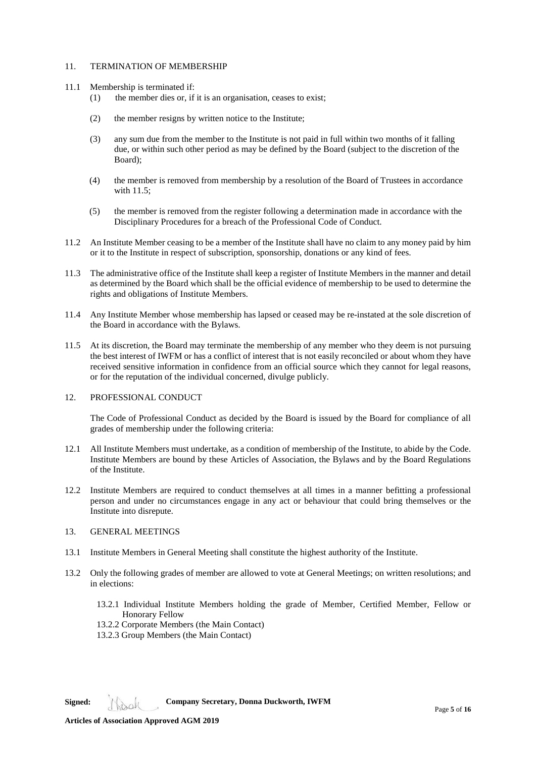## 11. TERMINATION OF MEMBERSHIP

11.1 Membership is terminated if:

(1) the member dies or, if it is an organisation, ceases to exist;

(2) the member resigns by written notice to the Institute;

(3) any sum due from the member to the Institute is not paid in full within two months of it falling due, or within such other period as may be defined by the Board (subject to the discretion of the Board);

(4) the member is removed from membership by a resolution of the Board of Trustees in accordance with 11.5;

(5) the member is removed from the register following a determination made in accordance with the Disciplinary Procedures for a breach of the Professional Code of Conduct.

11.2 An Institute Member ceasing to be a member of the Institute shall have no claim to any money paid by him or it to the Institute in respect of subscription, sponsorship, donations or any kind of fees.

11.3 The administrative office of the Institute shall keep a register of Institute Members in the manner and detail as determined by the Board which shall be the official evidence of membership to be used to determine the rights and obligations of Institute Members.

11.4 Any Institute Member whose membership has lapsed or ceased may be re-instated at the sole discretion of the Board in accordance with the Bylaws.

11.5 At its discretion, the Board may terminate the membership of any member who they deem is not pursuing the best interest of IWFM or has a conflict of interest that is not easily reconciled or about whom they have received sensitive information in confidence from an official source which they cannot for legal reasons, or for the reputation of the individual concerned, divulge publicly.

## 12. PROFESSIONAL CONDUCT

The Code of Professional Conduct as decided by the Board is issued by the Board for compliance of all grades of membership under the following criteria:

12.1 All Institute Members must undertake, as a condition of membership of the Institute, to abide by the Code. Institute Members are bound by these Articles of Association, the Bylaws and by the Board Regulations of the Institute.

12.2 Institute Members are required to conduct themselves at all times in a manner befitting a professional person and under no circumstances engage in any act or behaviour that could bring themselves or the Institute into disrepute.

## 13. GENERAL MEETINGS

13.1 Institute Members in General Meeting shall constitute the highest authority of the Institute.

13.2 Only the following grades of member are allowed to vote at General Meetings; on written resolutions; and in elections:

13.2.1 Individual Institute Members holding the grade of Member, Certified Member, Fellow or Honorary Fellow
13.2.2 Corporate Members (the Main Contact)
13.2.3 Group Members (the Main Contact)

**Signed:** **Company Secretary, Donna Duckworth, IWFM**

**Articles of Association Approved AGM 2019**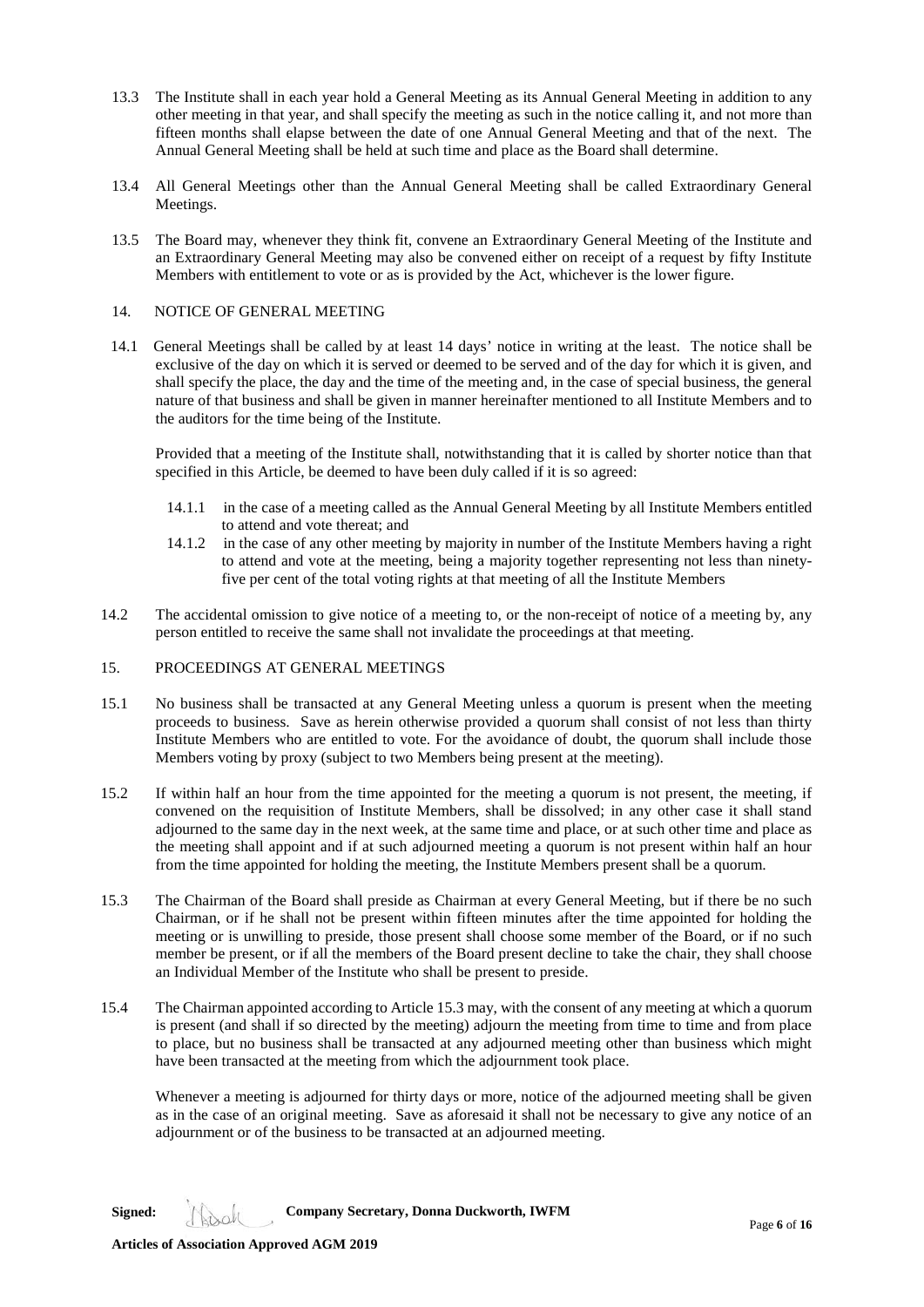13.3 The Institute shall in each year hold a General Meeting as its Annual General Meeting in addition to any other meeting in that year, and shall specify the meeting as such in the notice calling it, and not more than fifteen months shall elapse between the date of one Annual General Meeting and that of the next. The Annual General Meeting shall be held at such time and place as the Board shall determine.

13.4 All General Meetings other than the Annual General Meeting shall be called Extraordinary General Meetings.

13.5 The Board may, whenever they think fit, convene an Extraordinary General Meeting of the Institute and an Extraordinary General Meeting may also be convened either on receipt of a request by fifty Institute Members with entitlement to vote or as is provided by the Act, whichever is the lower figure.

## 14. NOTICE OF GENERAL MEETING

14.1 General Meetings shall be called by at least 14 days' notice in writing at the least. The notice shall be exclusive of the day on which it is served or deemed to be served and of the day for which it is given, and shall specify the place, the day and the time of the meeting and, in the case of special business, the general nature of that business and shall be given in manner hereinafter mentioned to all Institute Members and to the auditors for the time being of the Institute.

Provided that a meeting of the Institute shall, notwithstanding that it is called by shorter notice than that specified in this Article, be deemed to have been duly called if it is so agreed:

14.1.1 in the case of a meeting called as the Annual General Meeting by all Institute Members entitled to attend and vote thereat; and

14.1.2 in the case of any other meeting by majority in number of the Institute Members having a right to attend and vote at the meeting, being a majority together representing not less than ninety-five per cent of the total voting rights at that meeting of all the Institute Members

14.2 The accidental omission to give notice of a meeting to, or the non-receipt of notice of a meeting by, any person entitled to receive the same shall not invalidate the proceedings at that meeting.

## 15. PROCEEDINGS AT GENERAL MEETINGS

15.1 No business shall be transacted at any General Meeting unless a quorum is present when the meeting proceeds to business. Save as herein otherwise provided a quorum shall consist of not less than thirty Institute Members who are entitled to vote. For the avoidance of doubt, the quorum shall include those Members voting by proxy (subject to two Members being present at the meeting).

15.2 If within half an hour from the time appointed for the meeting a quorum is not present, the meeting, if convened on the requisition of Institute Members, shall be dissolved; in any other case it shall stand adjourned to the same day in the next week, at the same time and place, or at such other time and place as the meeting shall appoint and if at such adjourned meeting a quorum is not present within half an hour from the time appointed for holding the meeting, the Institute Members present shall be a quorum.

15.3 The Chairman of the Board shall preside as Chairman at every General Meeting, but if there be no such Chairman, or if he shall not be present within fifteen minutes after the time appointed for holding the meeting or is unwilling to preside, those present shall choose some member of the Board, or if no such member be present, or if all the members of the Board present decline to take the chair, they shall choose an Individual Member of the Institute who shall be present to preside.

15.4 The Chairman appointed according to Article 15.3 may, with the consent of any meeting at which a quorum is present (and shall if so directed by the meeting) adjourn the meeting from time to time and from place to place, but no business shall be transacted at any adjourned meeting other than business which might have been transacted at the meeting from which the adjournment took place.

Whenever a meeting is adjourned for thirty days or more, notice of the adjourned meeting shall be given as in the case of an original meeting. Save as aforesaid it shall not be necessary to give any notice of an adjournment or of the business to be transacted at an adjourned meeting.

**Signed:** **Company Secretary, Donna Duckworth, IWFM**

**Articles of Association Approved AGM 2019**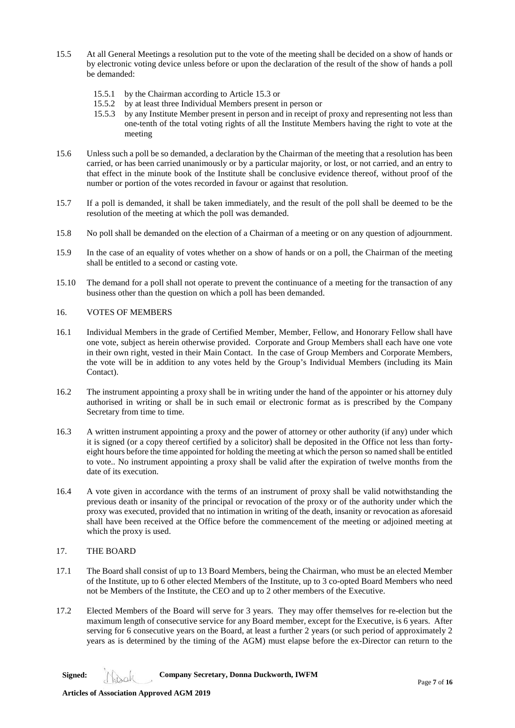15.5 At all General Meetings a resolution put to the vote of the meeting shall be decided on a show of hands or by electronic voting device unless before or upon the declaration of the result of the show of hands a poll be demanded:

- 15.5.1 by the Chairman according to Article 15.3 or
- 15.5.2 by at least three Individual Members present in person or
- 15.5.3 by any Institute Member present in person and in receipt of proxy and representing not less than one-tenth of the total voting rights of all the Institute Members having the right to vote at the meeting

15.6 Unless such a poll be so demanded, a declaration by the Chairman of the meeting that a resolution has been carried, or has been carried unanimously or by a particular majority, or lost, or not carried, and an entry to that effect in the minute book of the Institute shall be conclusive evidence thereof, without proof of the number or portion of the votes recorded in favour or against that resolution.

15.7 If a poll is demanded, it shall be taken immediately, and the result of the poll shall be deemed to be the resolution of the meeting at which the poll was demanded.

15.8 No poll shall be demanded on the election of a Chairman of a meeting or on any question of adjournment.

15.9 In the case of an equality of votes whether on a show of hands or on a poll, the Chairman of the meeting shall be entitled to a second or casting vote.

15.10 The demand for a poll shall not operate to prevent the continuance of a meeting for the transaction of any business other than the question on which a poll has been demanded.

## 16. VOTES OF MEMBERS

16.1 Individual Members in the grade of Certified Member, Member, Fellow, and Honorary Fellow shall have one vote, subject as herein otherwise provided. Corporate and Group Members shall each have one vote in their own right, vested in their Main Contact. In the case of Group Members and Corporate Members, the vote will be in addition to any votes held by the Group's Individual Members (including its Main Contact).

16.2 The instrument appointing a proxy shall be in writing under the hand of the appointer or his attorney duly authorised in writing or shall be in such email or electronic format as is prescribed by the Company Secretary from time to time.

16.3 A written instrument appointing a proxy and the power of attorney or other authority (if any) under which it is signed (or a copy thereof certified by a solicitor) shall be deposited in the Office not less than forty-eight hours before the time appointed for holding the meeting at which the person so named shall be entitled to vote.. No instrument appointing a proxy shall be valid after the expiration of twelve months from the date of its execution.

16.4 A vote given in accordance with the terms of an instrument of proxy shall be valid notwithstanding the previous death or insanity of the principal or revocation of the proxy or of the authority under which the proxy was executed, provided that no intimation in writing of the death, insanity or revocation as aforesaid shall have been received at the Office before the commencement of the meeting or adjoined meeting at which the proxy is used.

## 17. THE BOARD

17.1 The Board shall consist of up to 13 Board Members, being the Chairman, who must be an elected Member of the Institute, up to 6 other elected Members of the Institute, up to 3 co-opted Board Members who need not be Members of the Institute, the CEO and up to 2 other members of the Executive.

17.2 Elected Members of the Board will serve for 3 years. They may offer themselves for re-election but the maximum length of consecutive service for any Board member, except for the Executive, is 6 years. After serving for 6 consecutive years on the Board, at least a further 2 years (or such period of approximately 2 years as is determined by the timing of the AGM) must elapse before the ex-Director can return to the

**Signed:** **Company Secretary, Donna Duckworth, IWFM**

**Articles of Association Approved AGM 2019**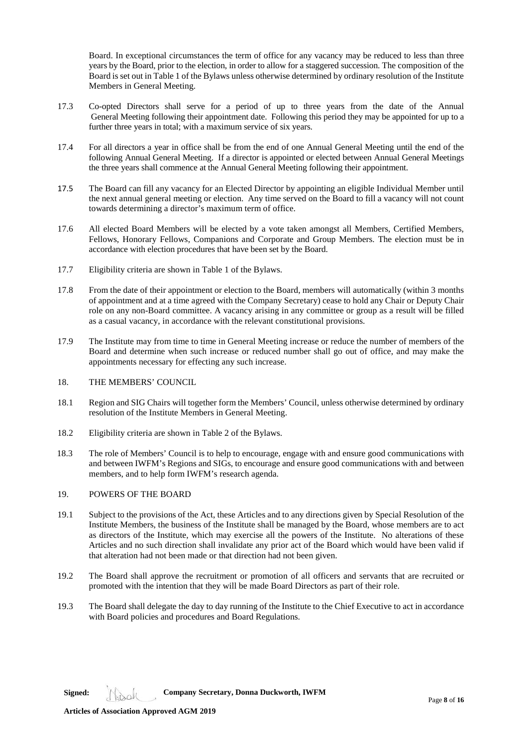Board. In exceptional circumstances the term of office for any vacancy may be reduced to less than three years by the Board, prior to the election, in order to allow for a staggered succession. The composition of the Board is set out in Table 1 of the Bylaws unless otherwise determined by ordinary resolution of the Institute Members in General Meeting.

17.3 Co-opted Directors shall serve for a period of up to three years from the date of the Annual General Meeting following their appointment date. Following this period they may be appointed for up to a further three years in total; with a maximum service of six years.

17.4 For all directors a year in office shall be from the end of one Annual General Meeting until the end of the following Annual General Meeting. If a director is appointed or elected between Annual General Meetings the three years shall commence at the Annual General Meeting following their appointment.

17.5 The Board can fill any vacancy for an Elected Director by appointing an eligible Individual Member until the next annual general meeting or election. Any time served on the Board to fill a vacancy will not count towards determining a director's maximum term of office.

17.6 All elected Board Members will be elected by a vote taken amongst all Members, Certified Members, Fellows, Honorary Fellows, Companions and Corporate and Group Members. The election must be in accordance with election procedures that have been set by the Board.

17.7 Eligibility criteria are shown in Table 1 of the Bylaws.

17.8 From the date of their appointment or election to the Board, members will automatically (within 3 months of appointment and at a time agreed with the Company Secretary) cease to hold any Chair or Deputy Chair role on any non-Board committee. A vacancy arising in any committee or group as a result will be filled as a casual vacancy, in accordance with the relevant constitutional provisions.

17.9 The Institute may from time to time in General Meeting increase or reduce the number of members of the Board and determine when such increase or reduced number shall go out of office, and may make the appointments necessary for effecting any such increase.

## 18. THE MEMBERS' COUNCIL

18.1 Region and SIG Chairs will together form the Members' Council, unless otherwise determined by ordinary resolution of the Institute Members in General Meeting.

18.2 Eligibility criteria are shown in Table 2 of the Bylaws.

18.3 The role of Members' Council is to help to encourage, engage with and ensure good communications with and between IWFM's Regions and SIGs, to encourage and ensure good communications with and between members, and to help form IWFM's research agenda.

## 19. POWERS OF THE BOARD

19.1 Subject to the provisions of the Act, these Articles and to any directions given by Special Resolution of the Institute Members, the business of the Institute shall be managed by the Board, whose members are to act as directors of the Institute, which may exercise all the powers of the Institute. No alterations of these Articles and no such direction shall invalidate any prior act of the Board which would have been valid if that alteration had not been made or that direction had not been given.

19.2 The Board shall approve the recruitment or promotion of all officers and servants that are recruited or promoted with the intention that they will be made Board Directors as part of their role.

19.3 The Board shall delegate the day to day running of the Institute to the Chief Executive to act in accordance with Board policies and procedures and Board Regulations.

**Signed:** **Company Secretary, Donna Duckworth, IWFM**

**Articles of Association Approved AGM 2019**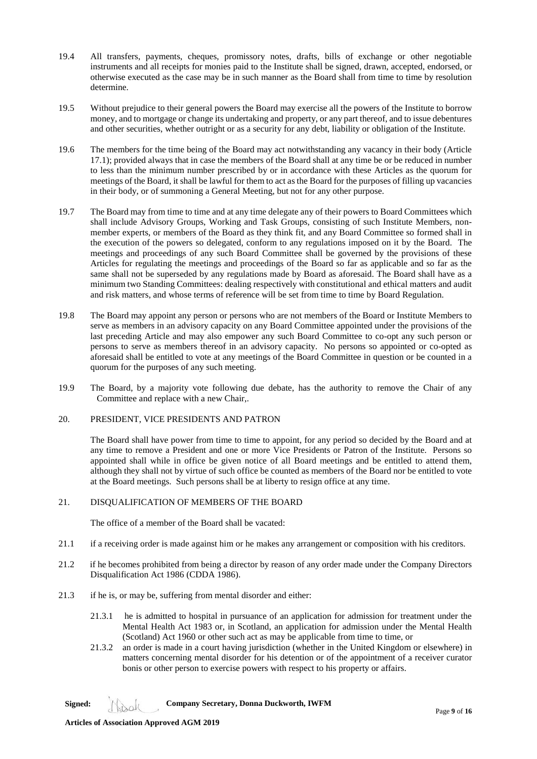19.4 All transfers, payments, cheques, promissory notes, drafts, bills of exchange or other negotiable instruments and all receipts for monies paid to the Institute shall be signed, drawn, accepted, endorsed, or otherwise executed as the case may be in such manner as the Board shall from time to time by resolution determine.

19.5 Without prejudice to their general powers the Board may exercise all the powers of the Institute to borrow money, and to mortgage or change its undertaking and property, or any part thereof, and to issue debentures and other securities, whether outright or as a security for any debt, liability or obligation of the Institute.

19.6 The members for the time being of the Board may act notwithstanding any vacancy in their body (Article 17.1); provided always that in case the members of the Board shall at any time be or be reduced in number to less than the minimum number prescribed by or in accordance with these Articles as the quorum for meetings of the Board, it shall be lawful for them to act as the Board for the purposes of filling up vacancies in their body, or of summoning a General Meeting, but not for any other purpose.

19.7 The Board may from time to time and at any time delegate any of their powers to Board Committees which shall include Advisory Groups, Working and Task Groups, consisting of such Institute Members, non-member experts, or members of the Board as they think fit, and any Board Committee so formed shall in the execution of the powers so delegated, conform to any regulations imposed on it by the Board. The meetings and proceedings of any such Board Committee shall be governed by the provisions of these Articles for regulating the meetings and proceedings of the Board so far as applicable and so far as the same shall not be superseded by any regulations made by Board as aforesaid. The Board shall have as a minimum two Standing Committees: dealing respectively with constitutional and ethical matters and audit and risk matters, and whose terms of reference will be set from time to time by Board Regulation.

19.8 The Board may appoint any person or persons who are not members of the Board or Institute Members to serve as members in an advisory capacity on any Board Committee appointed under the provisions of the last preceding Article and may also empower any such Board Committee to co-opt any such person or persons to serve as members thereof in an advisory capacity. No persons so appointed or co-opted as aforesaid shall be entitled to vote at any meetings of the Board Committee in question or be counted in a quorum for the purposes of any such meeting.

19.9 The Board, by a majority vote following due debate, has the authority to remove the Chair of any Committee and replace with a new Chair,.

## 20. PRESIDENT, VICE PRESIDENTS AND PATRON

The Board shall have power from time to time to appoint, for any period so decided by the Board and at any time to remove a President and one or more Vice Presidents or Patron of the Institute. Persons so appointed shall while in office be given notice of all Board meetings and be entitled to attend them, although they shall not by virtue of such office be counted as members of the Board nor be entitled to vote at the Board meetings. Such persons shall be at liberty to resign office at any time.

## 21. DISQUALIFICATION OF MEMBERS OF THE BOARD

The office of a member of the Board shall be vacated:

21.1 if a receiving order is made against him or he makes any arrangement or composition with his creditors.

21.2 if he becomes prohibited from being a director by reason of any order made under the Company Directors Disqualification Act 1986 (CDDA 1986).

21.3 if he is, or may be, suffering from mental disorder and either:

21.3.1 he is admitted to hospital in pursuance of an application for admission for treatment under the Mental Health Act 1983 or, in Scotland, an application for admission under the Mental Health (Scotland) Act 1960 or other such act as may be applicable from time to time, or

21.3.2 an order is made in a court having jurisdiction (whether in the United Kingdom or elsewhere) in matters concerning mental disorder for his detention or of the appointment of a receiver curator bonis or other person to exercise powers with respect to his property or affairs.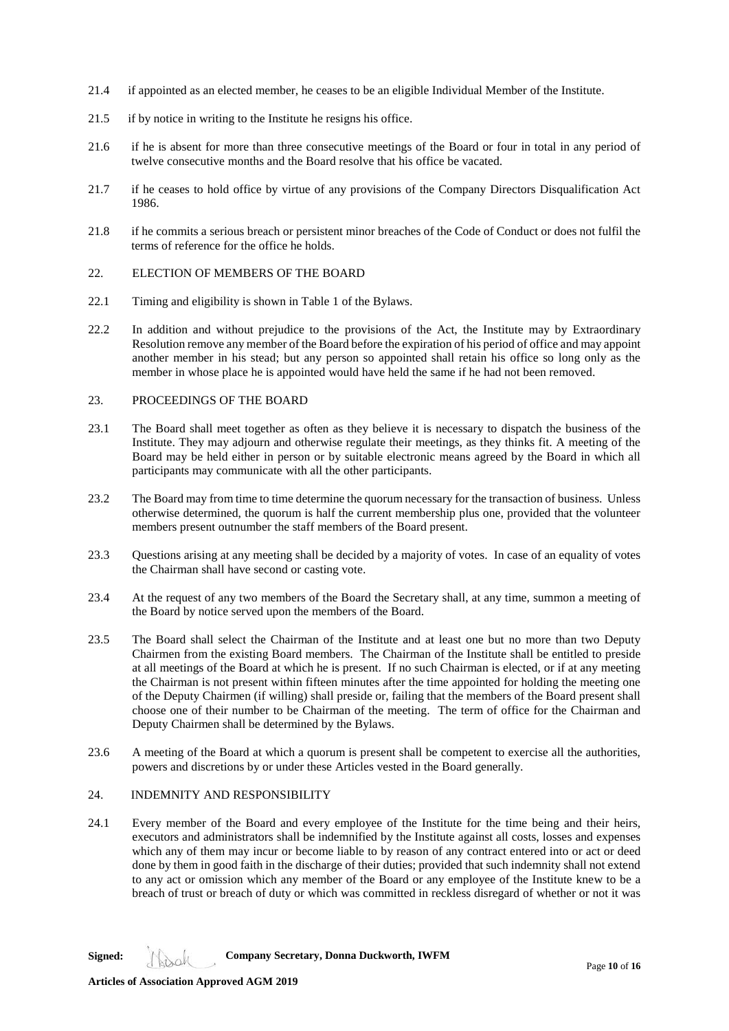21.4 if appointed as an elected member, he ceases to be an eligible Individual Member of the Institute.

21.5 if by notice in writing to the Institute he resigns his office.

21.6 if he is absent for more than three consecutive meetings of the Board or four in total in any period of twelve consecutive months and the Board resolve that his office be vacated.

21.7 if he ceases to hold office by virtue of any provisions of the Company Directors Disqualification Act 1986.

21.8 if he commits a serious breach or persistent minor breaches of the Code of Conduct or does not fulfil the terms of reference for the office he holds.

## 22. ELECTION OF MEMBERS OF THE BOARD

22.1 Timing and eligibility is shown in Table 1 of the Bylaws.

22.2 In addition and without prejudice to the provisions of the Act, the Institute may by Extraordinary Resolution remove any member of the Board before the expiration of his period of office and may appoint another member in his stead; but any person so appointed shall retain his office so long only as the member in whose place he is appointed would have held the same if he had not been removed.

## 23. PROCEEDINGS OF THE BOARD

23.1 The Board shall meet together as often as they believe it is necessary to dispatch the business of the Institute. They may adjourn and otherwise regulate their meetings, as they thinks fit. A meeting of the Board may be held either in person or by suitable electronic means agreed by the Board in which all participants may communicate with all the other participants.

23.2 The Board may from time to time determine the quorum necessary for the transaction of business. Unless otherwise determined, the quorum is half the current membership plus one, provided that the volunteer members present outnumber the staff members of the Board present.

23.3 Questions arising at any meeting shall be decided by a majority of votes. In case of an equality of votes the Chairman shall have second or casting vote.

23.4 At the request of any two members of the Board the Secretary shall, at any time, summon a meeting of the Board by notice served upon the members of the Board.

23.5 The Board shall select the Chairman of the Institute and at least one but no more than two Deputy Chairmen from the existing Board members. The Chairman of the Institute shall be entitled to preside at all meetings of the Board at which he is present. If no such Chairman is elected, or if at any meeting the Chairman is not present within fifteen minutes after the time appointed for holding the meeting one of the Deputy Chairmen (if willing) shall preside or, failing that the members of the Board present shall choose one of their number to be Chairman of the meeting. The term of office for the Chairman and Deputy Chairmen shall be determined by the Bylaws.

23.6 A meeting of the Board at which a quorum is present shall be competent to exercise all the authorities, powers and discretions by or under these Articles vested in the Board generally.

## 24. INDEMNITY AND RESPONSIBILITY

24.1 Every member of the Board and every employee of the Institute for the time being and their heirs, executors and administrators shall be indemnified by the Institute against all costs, losses and expenses which any of them may incur or become liable to by reason of any contract entered into or act or deed done by them in good faith in the discharge of their duties; provided that such indemnity shall not extend to any act or omission which any member of the Board or any employee of the Institute knew to be a breach of trust or breach of duty or which was committed in reckless disregard of whether or not it was

**Signed:** **Company Secretary, Donna Duckworth, IWFM**

**Articles of Association Approved AGM 2019**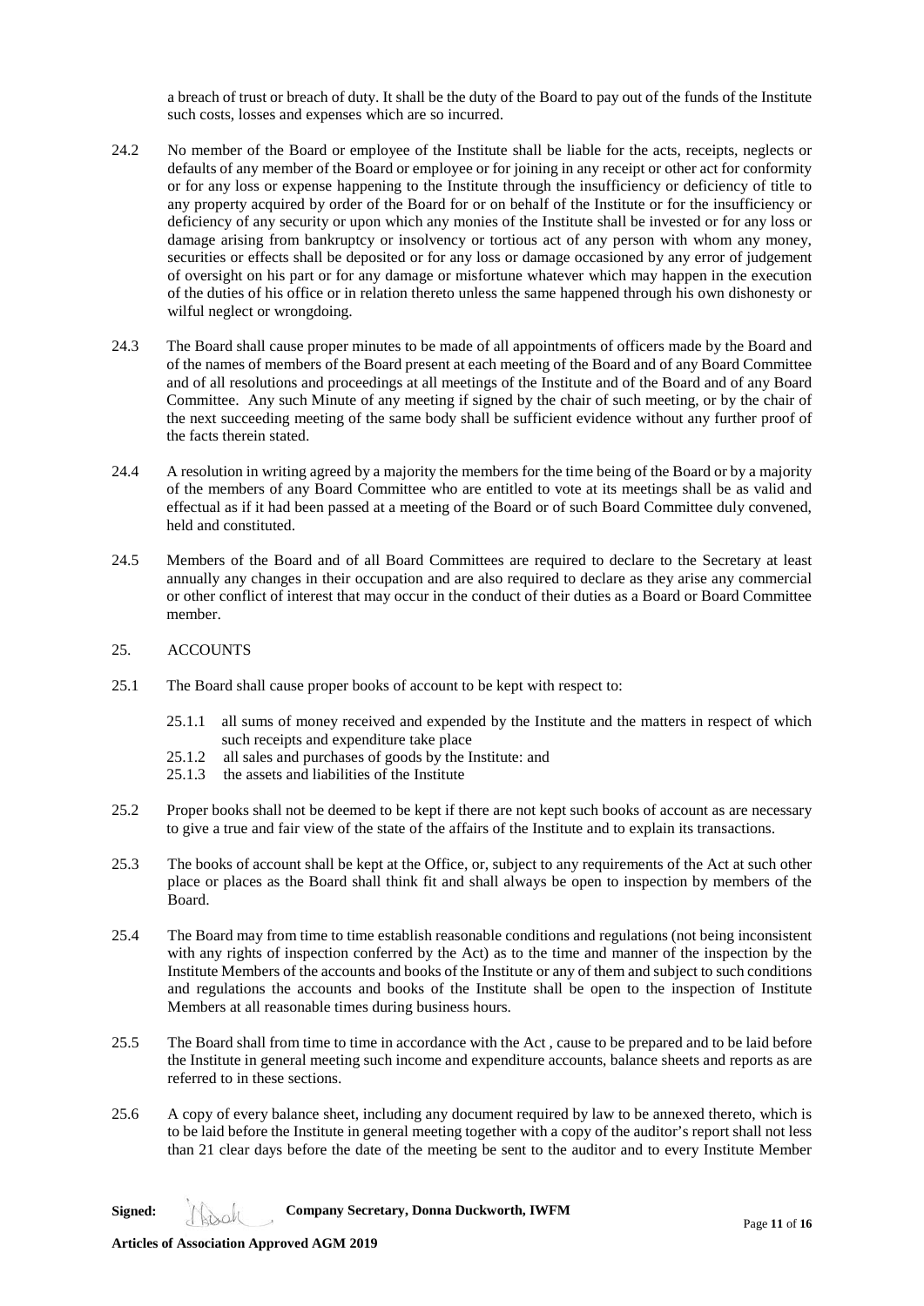a breach of trust or breach of duty. It shall be the duty of the Board to pay out of the funds of the Institute such costs, losses and expenses which are so incurred.

24.2 No member of the Board or employee of the Institute shall be liable for the acts, receipts, neglects or defaults of any member of the Board or employee or for joining in any receipt or other act for conformity or for any loss or expense happening to the Institute through the insufficiency or deficiency of title to any property acquired by order of the Board for or on behalf of the Institute or for the insufficiency or deficiency of any security or upon which any monies of the Institute shall be invested or for any loss or damage arising from bankruptcy or insolvency or tortious act of any person with whom any money, securities or effects shall be deposited or for any loss or damage occasioned by any error of judgement of oversight on his part or for any damage or misfortune whatever which may happen in the execution of the duties of his office or in relation thereto unless the same happened through his own dishonesty or wilful neglect or wrongdoing.

24.3 The Board shall cause proper minutes to be made of all appointments of officers made by the Board and of the names of members of the Board present at each meeting of the Board and of any Board Committee and of all resolutions and proceedings at all meetings of the Institute and of the Board and of any Board Committee. Any such Minute of any meeting if signed by the chair of such meeting, or by the chair of the next succeeding meeting of the same body shall be sufficient evidence without any further proof of the facts therein stated.

24.4 A resolution in writing agreed by a majority the members for the time being of the Board or by a majority of the members of any Board Committee who are entitled to vote at its meetings shall be as valid and effectual as if it had been passed at a meeting of the Board or of such Board Committee duly convened, held and constituted.

24.5 Members of the Board and of all Board Committees are required to declare to the Secretary at least annually any changes in their occupation and are also required to declare as they arise any commercial or other conflict of interest that may occur in the conduct of their duties as a Board or Board Committee member.

25. ACCOUNTS

25.1 The Board shall cause proper books of account to be kept with respect to:

- 25.1.1 all sums of money received and expended by the Institute and the matters in respect of which such receipts and expenditure take place
- 25.1.2 all sales and purchases of goods by the Institute: and
- 25.1.3 the assets and liabilities of the Institute

25.2 Proper books shall not be deemed to be kept if there are not kept such books of account as are necessary to give a true and fair view of the state of the affairs of the Institute and to explain its transactions.

25.3 The books of account shall be kept at the Office, or, subject to any requirements of the Act at such other place or places as the Board shall think fit and shall always be open to inspection by members of the Board.

25.4 The Board may from time to time establish reasonable conditions and regulations (not being inconsistent with any rights of inspection conferred by the Act) as to the time and manner of the inspection by the Institute Members of the accounts and books of the Institute or any of them and subject to such conditions and regulations the accounts and books of the Institute shall be open to the inspection of Institute Members at all reasonable times during business hours.

25.5 The Board shall from time to time in accordance with the Act , cause to be prepared and to be laid before the Institute in general meeting such income and expenditure accounts, balance sheets and reports as are referred to in these sections.

25.6 A copy of every balance sheet, including any document required by law to be annexed thereto, which is to be laid before the Institute in general meeting together with a copy of the auditor's report shall not less than 21 clear days before the date of the meeting be sent to the auditor and to every Institute Member

**Signed:** **Company Secretary, Donna Duckworth, IWFM**

**Articles of Association Approved AGM 2019**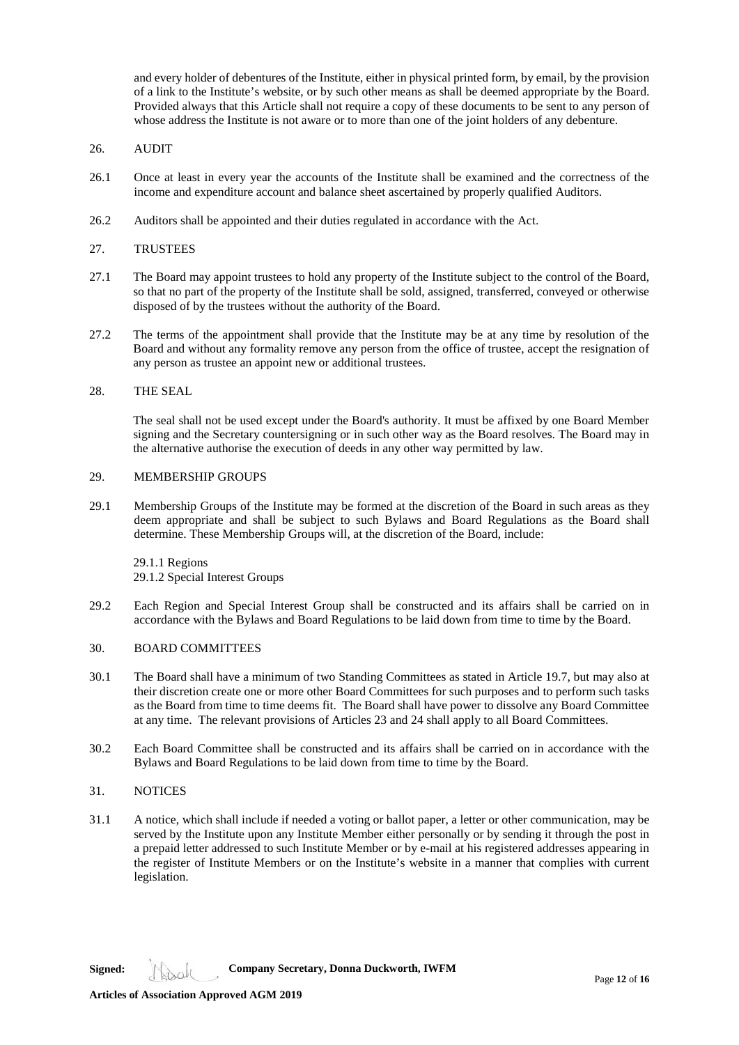and every holder of debentures of the Institute, either in physical printed form, by email, by the provision of a link to the Institute's website, or by such other means as shall be deemed appropriate by the Board. Provided always that this Article shall not require a copy of these documents to be sent to any person of whose address the Institute is not aware or to more than one of the joint holders of any debenture.

26. AUDIT

26.1 Once at least in every year the accounts of the Institute shall be examined and the correctness of the income and expenditure account and balance sheet ascertained by properly qualified Auditors.

26.2 Auditors shall be appointed and their duties regulated in accordance with the Act.

27. TRUSTEES

27.1 The Board may appoint trustees to hold any property of the Institute subject to the control of the Board, so that no part of the property of the Institute shall be sold, assigned, transferred, conveyed or otherwise disposed of by the trustees without the authority of the Board.

27.2 The terms of the appointment shall provide that the Institute may be at any time by resolution of the Board and without any formality remove any person from the office of trustee, accept the resignation of any person as trustee an appoint new or additional trustees.

28. THE SEAL

The seal shall not be used except under the Board's authority. It must be affixed by one Board Member signing and the Secretary countersigning or in such other way as the Board resolves. The Board may in the alternative authorise the execution of deeds in any other way permitted by law.

29. MEMBERSHIP GROUPS

29.1 Membership Groups of the Institute may be formed at the discretion of the Board in such areas as they deem appropriate and shall be subject to such Bylaws and Board Regulations as the Board shall determine. These Membership Groups will, at the discretion of the Board, include:

29.1.1 Regions
29.1.2 Special Interest Groups

29.2 Each Region and Special Interest Group shall be constructed and its affairs shall be carried on in accordance with the Bylaws and Board Regulations to be laid down from time to time by the Board.

30. BOARD COMMITTEES

30.1 The Board shall have a minimum of two Standing Committees as stated in Article 19.7, but may also at their discretion create one or more other Board Committees for such purposes and to perform such tasks as the Board from time to time deems fit. The Board shall have power to dissolve any Board Committee at any time. The relevant provisions of Articles 23 and 24 shall apply to all Board Committees.

30.2 Each Board Committee shall be constructed and its affairs shall be carried on in accordance with the Bylaws and Board Regulations to be laid down from time to time by the Board.

31. NOTICES

31.1 A notice, which shall include if needed a voting or ballot paper, a letter or other communication, may be served by the Institute upon any Institute Member either personally or by sending it through the post in a prepaid letter addressed to such Institute Member or by e-mail at his registered addresses appearing in the register of Institute Members or on the Institute's website in a manner that complies with current legislation.

**Signed:** **Company Secretary, Donna Duckworth, IWFM**

**Articles of Association Approved AGM 2019**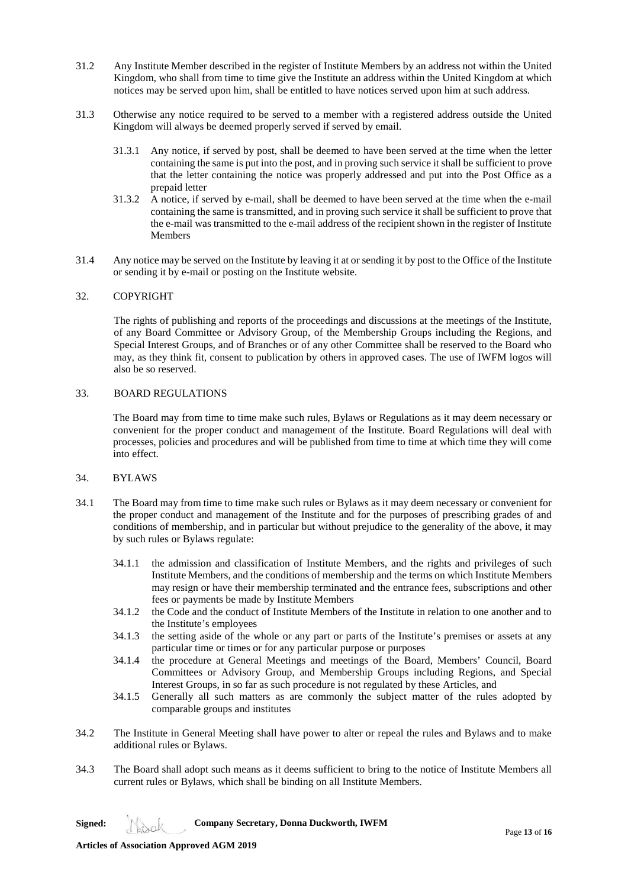31.2 Any Institute Member described in the register of Institute Members by an address not within the United Kingdom, who shall from time to time give the Institute an address within the United Kingdom at which notices may be served upon him, shall be entitled to have notices served upon him at such address.

31.3 Otherwise any notice required to be served to a member with a registered address outside the United Kingdom will always be deemed properly served if served by email.

- 31.3.1 Any notice, if served by post, shall be deemed to have been served at the time when the letter containing the same is put into the post, and in proving such service it shall be sufficient to prove that the letter containing the notice was properly addressed and put into the Post Office as a prepaid letter
- 31.3.2 A notice, if served by e-mail, shall be deemed to have been served at the time when the e-mail containing the same is transmitted, and in proving such service it shall be sufficient to prove that the e-mail was transmitted to the e-mail address of the recipient shown in the register of Institute Members

31.4 Any notice may be served on the Institute by leaving it at or sending it by post to the Office of the Institute or sending it by e-mail or posting on the Institute website.

## 32. COPYRIGHT

The rights of publishing and reports of the proceedings and discussions at the meetings of the Institute, of any Board Committee or Advisory Group, of the Membership Groups including the Regions, and Special Interest Groups, and of Branches or of any other Committee shall be reserved to the Board who may, as they think fit, consent to publication by others in approved cases. The use of IWFM logos will also be so reserved.

## 33. BOARD REGULATIONS

The Board may from time to time make such rules, Bylaws or Regulations as it may deem necessary or convenient for the proper conduct and management of the Institute. Board Regulations will deal with processes, policies and procedures and will be published from time to time at which time they will come into effect.

## 34. BYLAWS

34.1 The Board may from time to time make such rules or Bylaws as it may deem necessary or convenient for the proper conduct and management of the Institute and for the purposes of prescribing grades of and conditions of membership, and in particular but without prejudice to the generality of the above, it may by such rules or Bylaws regulate:

- 34.1.1 the admission and classification of Institute Members, and the rights and privileges of such Institute Members, and the conditions of membership and the terms on which Institute Members may resign or have their membership terminated and the entrance fees, subscriptions and other fees or payments be made by Institute Members
- 34.1.2 the Code and the conduct of Institute Members of the Institute in relation to one another and to the Institute's employees
- 34.1.3 the setting aside of the whole or any part or parts of the Institute's premises or assets at any particular time or times or for any particular purpose or purposes
- 34.1.4 the procedure at General Meetings and meetings of the Board, Members' Council, Board Committees or Advisory Group, and Membership Groups including Regions, and Special Interest Groups, in so far as such procedure is not regulated by these Articles, and
- 34.1.5 Generally all such matters as are commonly the subject matter of the rules adopted by comparable groups and institutes

34.2 The Institute in General Meeting shall have power to alter or repeal the rules and Bylaws and to make additional rules or Bylaws.

34.3 The Board shall adopt such means as it deems sufficient to bring to the notice of Institute Members all current rules or Bylaws, which shall be binding on all Institute Members.

**Signed:** **Company Secretary, Donna Duckworth, IWFM**

**Articles of Association Approved AGM 2019**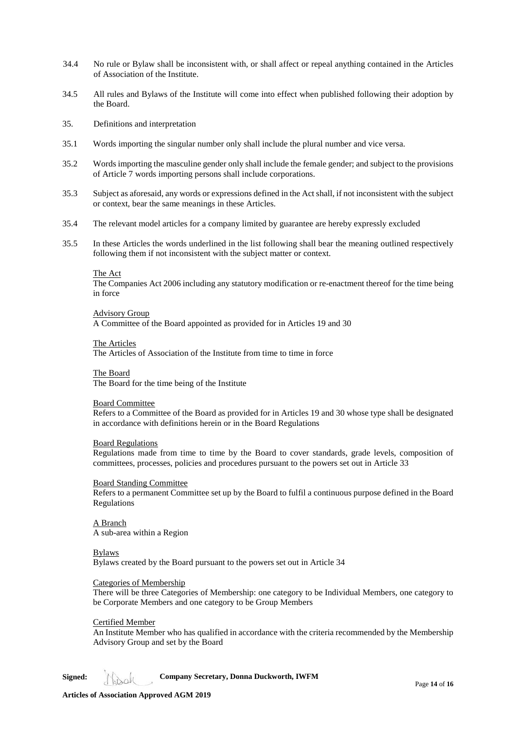34.4 No rule or Bylaw shall be inconsistent with, or shall affect or repeal anything contained in the Articles of Association of the Institute.

34.5 All rules and Bylaws of the Institute will come into effect when published following their adoption by the Board.

35. Definitions and interpretation

35.1 Words importing the singular number only shall include the plural number and vice versa.

35.2 Words importing the masculine gender only shall include the female gender; and subject to the provisions of Article 7 words importing persons shall include corporations.

35.3 Subject as aforesaid, any words or expressions defined in the Act shall, if not inconsistent with the subject or context, bear the same meanings in these Articles.

35.4 The relevant model articles for a company limited by guarantee are hereby expressly excluded

35.5 In these Articles the words underlined in the list following shall bear the meaning outlined respectively following them if not inconsistent with the subject matter or context.

<u>The Act</u>
The Companies Act 2006 including any statutory modification or re-enactment thereof for the time being in force

<u>Advisory Group</u>
A Committee of the Board appointed as provided for in Articles 19 and 30

<u>The Articles</u>
The Articles of Association of the Institute from time to time in force

<u>The Board</u>
The Board for the time being of the Institute

<u>Board Committee</u>
Refers to a Committee of the Board as provided for in Articles 19 and 30 whose type shall be designated in accordance with definitions herein or in the Board Regulations

<u>Board Regulations</u>
Regulations made from time to time by the Board to cover standards, grade levels, composition of committees, processes, policies and procedures pursuant to the powers set out in Article 33

<u>Board Standing Committee</u>
Refers to a permanent Committee set up by the Board to fulfil a continuous purpose defined in the Board Regulations

<u>A Branch</u>
A sub-area within a Region

<u>Bylaws</u>
Bylaws created by the Board pursuant to the powers set out in Article 34

<u>Categories of Membership</u>
There will be three Categories of Membership: one category to be Individual Members, one category to be Corporate Members and one category to be Group Members

<u>Certified Member</u>
An Institute Member who has qualified in accordance with the criteria recommended by the Membership Advisory Group and set by the Board

**Signed:** **Company Secretary, Donna Duckworth, IWFM**

**Articles of Association Approved AGM 2019**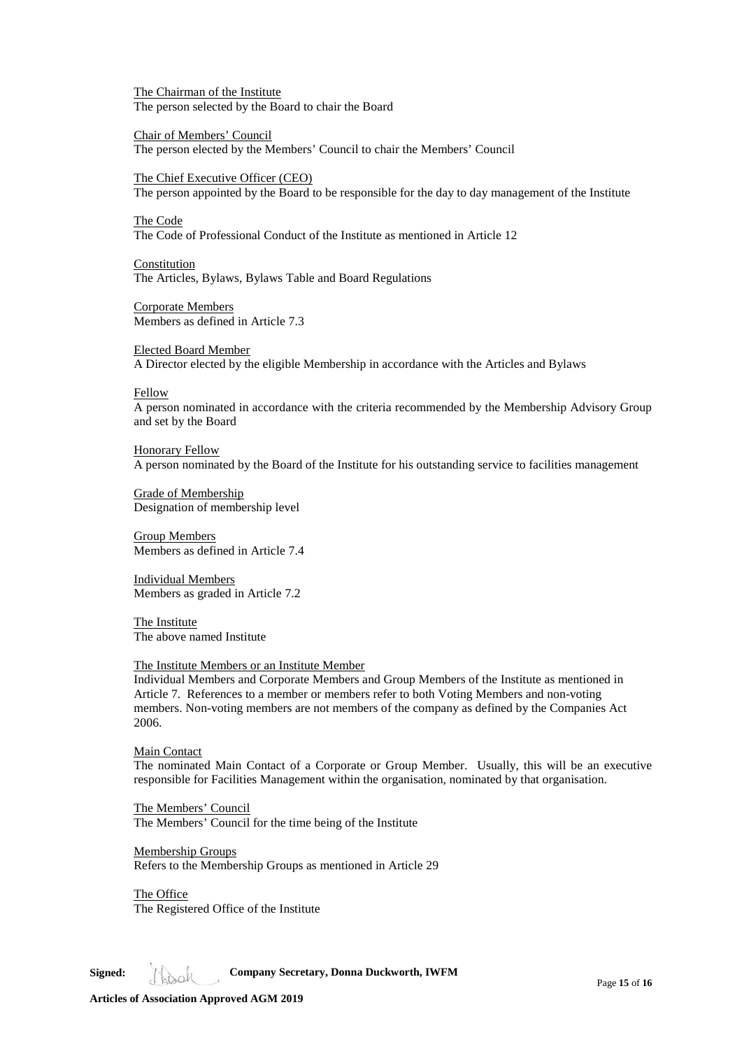<u>The Chairman of the Institute</u>
The person selected by the Board to chair the Board

<u>Chair of Members' Council</u>
The person elected by the Members' Council to chair the Members' Council

<u>The Chief Executive Officer (CEO)</u>
The person appointed by the Board to be responsible for the day to day management of the Institute

<u>The Code</u>
The Code of Professional Conduct of the Institute as mentioned in Article 12

<u>Constitution</u>
The Articles, Bylaws, Bylaws Table and Board Regulations

<u>Corporate Members</u>
Members as defined in Article 7.3

<u>Elected Board Member</u>
A Director elected by the eligible Membership in accordance with the Articles and Bylaws

<u>Fellow</u>
A person nominated in accordance with the criteria recommended by the Membership Advisory Group and set by the Board

<u>Honorary Fellow</u>
A person nominated by the Board of the Institute for his outstanding service to facilities management

<u>Grade of Membership</u>
Designation of membership level

<u>Group Members</u>
Members as defined in Article 7.4

<u>Individual Members</u>
Members as graded in Article 7.2

<u>The Institute</u>
The above named Institute

<u>The Institute Members or an Institute Member</u>
Individual Members and Corporate Members and Group Members of the Institute as mentioned in Article 7. References to a member or members refer to both Voting Members and non-voting members. Non-voting members are not members of the company as defined by the Companies Act 2006.

<u>Main Contact</u>
The nominated Main Contact of a Corporate or Group Member. Usually, this will be an executive responsible for Facilities Management within the organisation, nominated by that organisation.

<u>The Members' Council</u>
The Members' Council for the time being of the Institute

<u>Membership Groups</u>
Refers to the Membership Groups as mentioned in Article 29

<u>The Office</u>
The Registered Office of the Institute

**Signed:** **Company Secretary, Donna Duckworth, IWFM**

**Articles of Association Approved AGM 2019**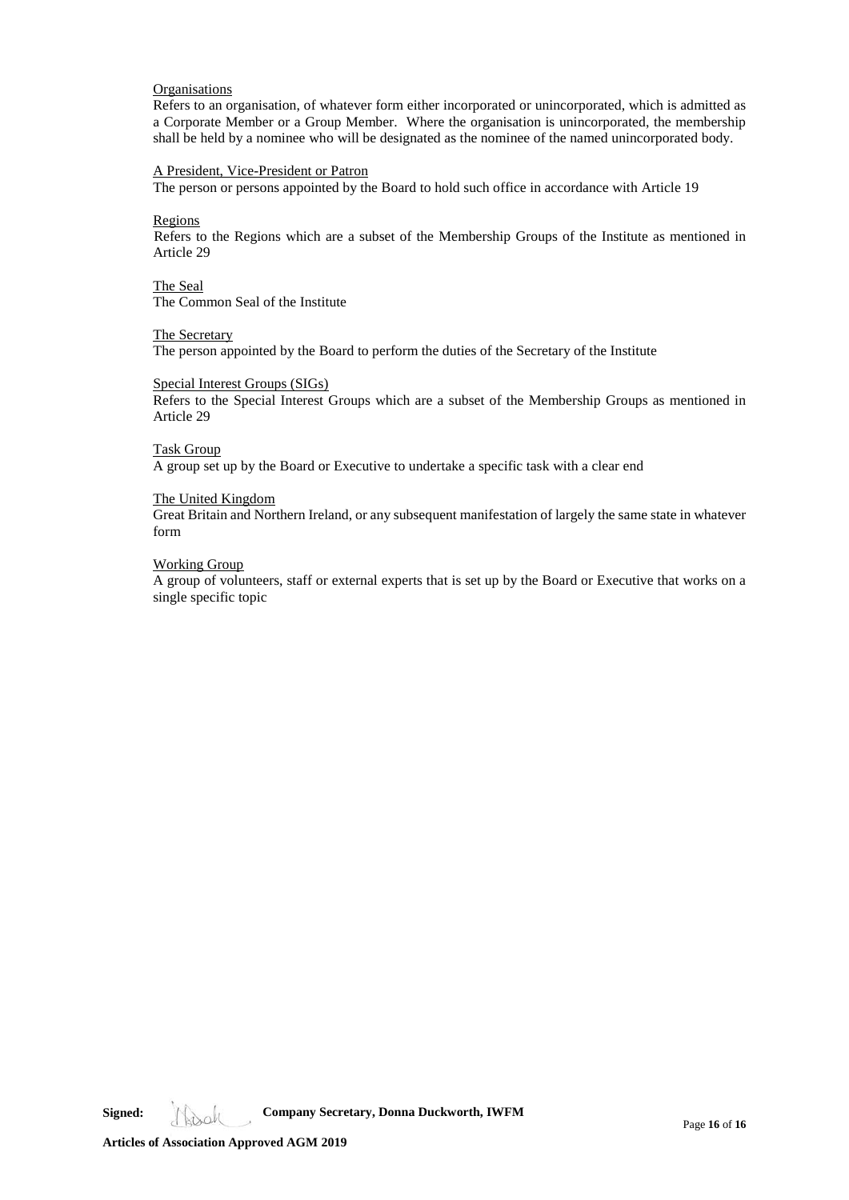Organisations

Refers to an organisation, of whatever form either incorporated or unincorporated, which is admitted as a Corporate Member or a Group Member. Where the organisation is unincorporated, the membership shall be held by a nominee who will be designated as the nominee of the named unincorporated body.

A President, Vice-President or Patron

The person or persons appointed by the Board to hold such office in accordance with Article 19

Regions

Refers to the Regions which are a subset of the Membership Groups of the Institute as mentioned in Article 29

The Seal

The Common Seal of the Institute

The Secretary

The person appointed by the Board to perform the duties of the Secretary of the Institute

Special Interest Groups (SIGs)

Refers to the Special Interest Groups which are a subset of the Membership Groups as mentioned in Article 29

Task Group

A group set up by the Board or Executive to undertake a specific task with a clear end

The United Kingdom

Great Britain and Northern Ireland, or any subsequent manifestation of largely the same state in whatever form

Working Group

A group of volunteers, staff or external experts that is set up by the Board or Executive that works on a single specific topic

**Signed:** **Company Secretary, Donna Duckworth, IWFM**

**Articles of Association Approved AGM 2019**